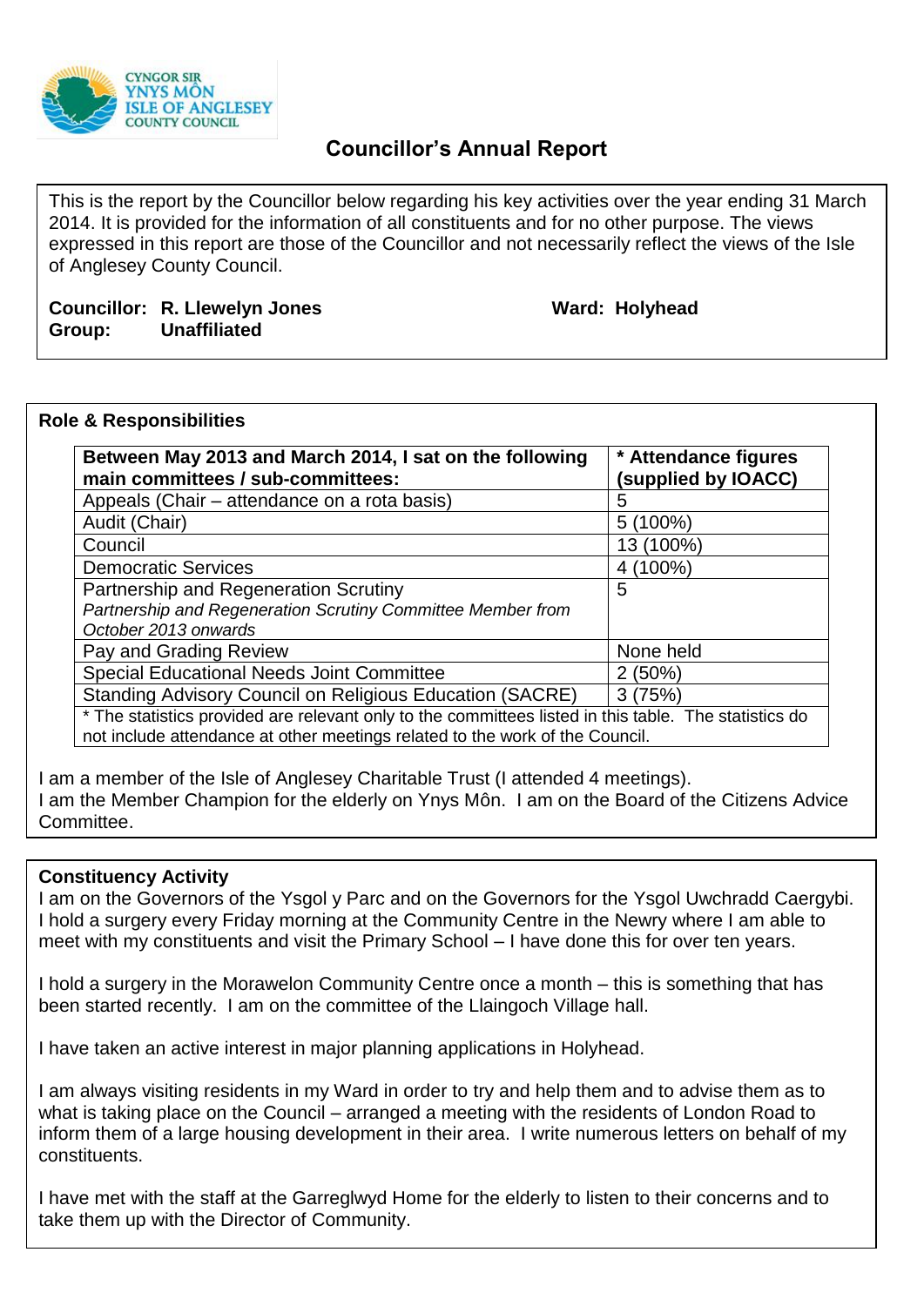CYNGOR SIR YNYS MÔN ISLE OF ANGLESEY COUNTY COUNCIL

# Councillor's Annual Report

This is the report by the Councillor below regarding his key activities over the year ending 31 March 2014. It is provided for the information of all constituents and for no other purpose. The views expressed in this report are those of the Councillor and not necessarily reflect the views of the Isle of Anglesey County Council.

**Councillor: R. Llewelyn Jones** **Ward: Holyhead**
**Group: Unaffiliated**

## Role & Responsibilities

| Between May 2013 and March 2014, I sat on the following main committees / sub-committees: | * Attendance figures (supplied by IOACC) |
|---|---|
| Appeals (Chair – attendance on a rota basis) | 5 |
| Audit (Chair) | 5 (100%) |
| Council | 13 (100%) |
| Democratic Services | 4 (100%) |
| Partnership and Regeneration Scrutiny *Partnership and Regeneration Scrutiny Committee Member from October 2013 onwards* | 5 |
| Pay and Grading Review | None held |
| Special Educational Needs Joint Committee | 2 (50%) |
| Standing Advisory Council on Religious Education (SACRE) | 3 (75%) |
| * The statistics provided are relevant only to the committees listed in this table. The statistics do not include attendance at other meetings related to the work of the Council. | |

I am a member of the Isle of Anglesey Charitable Trust (I attended 4 meetings).
I am the Member Champion for the elderly on Ynys Môn. I am on the Board of the Citizens Advice Committee.

## Constituency Activity

I am on the Governors of the Ysgol y Parc and on the Governors for the Ysgol Uwchradd Caergybi. I hold a surgery every Friday morning at the Community Centre in the Newry where I am able to meet with my constituents and visit the Primary School – I have done this for over ten years.

I hold a surgery in the Morawelon Community Centre once a month – this is something that has been started recently. I am on the committee of the Llaingoch Village hall.

I have taken an active interest in major planning applications in Holyhead.

I am always visiting residents in my Ward in order to try and help them and to advise them as to what is taking place on the Council – arranged a meeting with the residents of London Road to inform them of a large housing development in their area. I write numerous letters on behalf of my constituents.

I have met with the staff at the Garreglwyd Home for the elderly to listen to their concerns and to take them up with the Director of Community.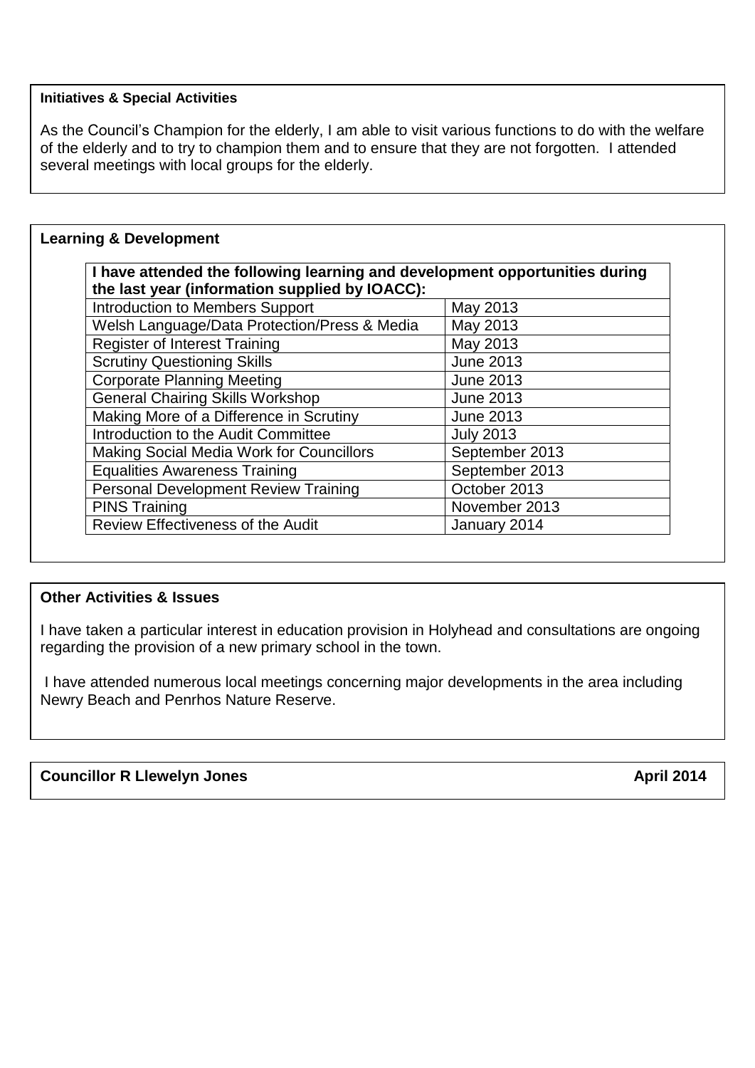**Initiatives & Special Activities**

As the Council's Champion for the elderly, I am able to visit various functions to do with the welfare of the elderly and to try to champion them and to ensure that they are not forgotten. I attended several meetings with local groups for the elderly.

**Learning & Development**

| I have attended the following learning and development opportunities during the last year (information supplied by IOACC): | |
|---|---|
| Introduction to Members Support | May 2013 |
| Welsh Language/Data Protection/Press & Media | May 2013 |
| Register of Interest Training | May 2013 |
| Scrutiny Questioning Skills | June 2013 |
| Corporate Planning Meeting | June 2013 |
| General Chairing Skills Workshop | June 2013 |
| Making More of a Difference in Scrutiny | June 2013 |
| Introduction to the Audit Committee | July 2013 |
| Making Social Media Work for Councillors | September 2013 |
| Equalities Awareness Training | September 2013 |
| Personal Development Review Training | October 2013 |
| PINS Training | November 2013 |
| Review Effectiveness of the Audit | January 2014 |

**Other Activities & Issues**

I have taken a particular interest in education provision in Holyhead and consultations are ongoing regarding the provision of a new primary school in the town.

I have attended numerous local meetings concerning major developments in the area including Newry Beach and Penrhos Nature Reserve.

**Councillor R Llewelyn Jones** **April 2014**